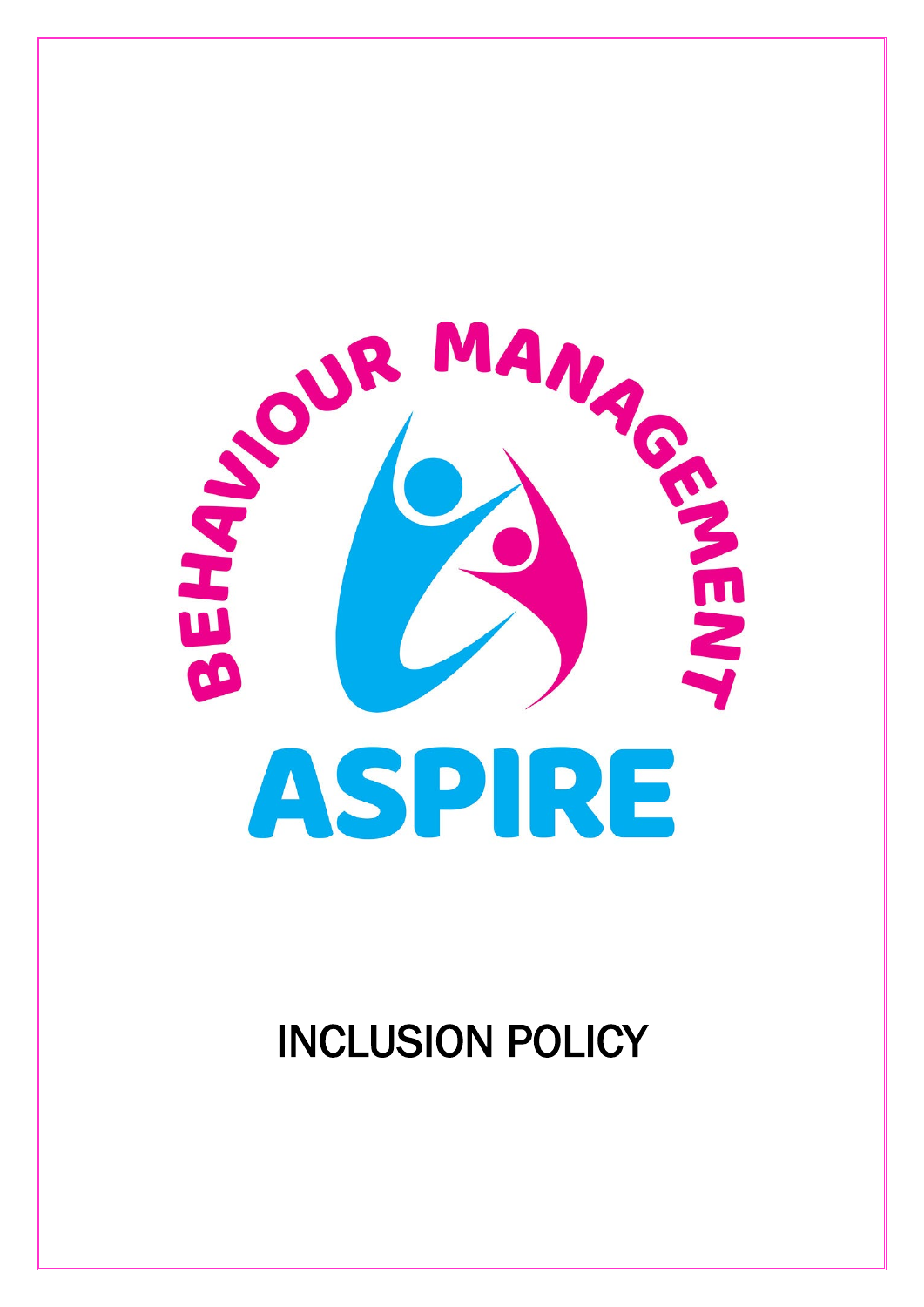BEHAVIOUR MANAGEMENT

ASPIRE

# INCLUSION POLICY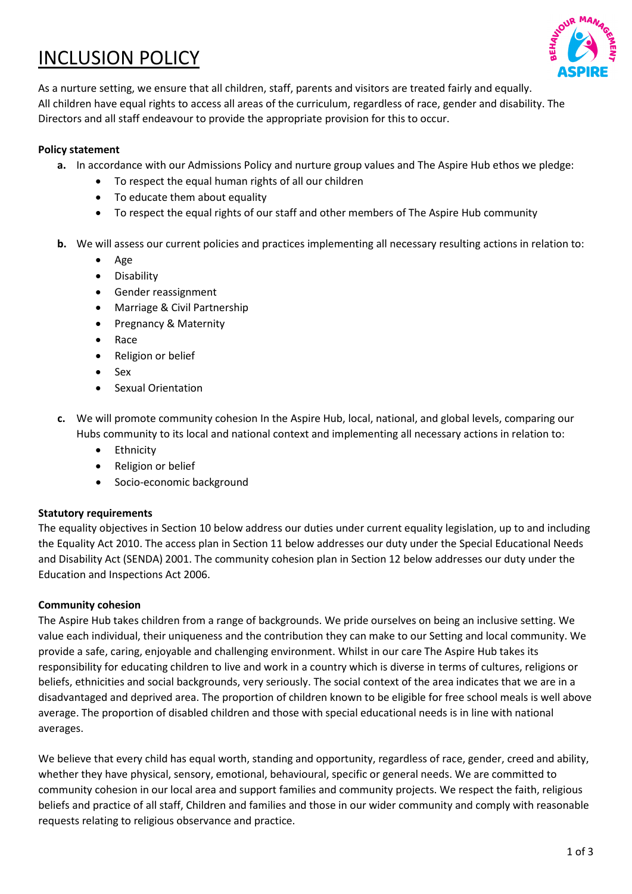# INCLUSION POLICY

As a nurture setting, we ensure that all children, staff, parents and visitors are treated fairly and equally. All children have equal rights to access all areas of the curriculum, regardless of race, gender and disability. The Directors and all staff endeavour to provide the appropriate provision for this to occur.

**Policy statement**

**a.** In accordance with our Admissions Policy and nurture group values and The Aspire Hub ethos we pledge:

- To respect the equal human rights of all our children
- To educate them about equality
- To respect the equal rights of our staff and other members of The Aspire Hub community

**b.** We will assess our current policies and practices implementing all necessary resulting actions in relation to:

- Age
- Disability
- Gender reassignment
- Marriage & Civil Partnership
- Pregnancy & Maternity
- Race
- Religion or belief
- Sex
- Sexual Orientation

**c.** We will promote community cohesion In the Aspire Hub, local, national, and global levels, comparing our Hubs community to its local and national context and implementing all necessary actions in relation to:

- Ethnicity
- Religion or belief
- Socio-economic background

**Statutory requirements**

The equality objectives in Section 10 below address our duties under current equality legislation, up to and including the Equality Act 2010. The access plan in Section 11 below addresses our duty under the Special Educational Needs and Disability Act (SENDA) 2001. The community cohesion plan in Section 12 below addresses our duty under the Education and Inspections Act 2006.

**Community cohesion**

The Aspire Hub takes children from a range of backgrounds. We pride ourselves on being an inclusive setting. We value each individual, their uniqueness and the contribution they can make to our Setting and local community. We provide a safe, caring, enjoyable and challenging environment. Whilst in our care The Aspire Hub takes its responsibility for educating children to live and work in a country which is diverse in terms of cultures, religions or beliefs, ethnicities and social backgrounds, very seriously. The social context of the area indicates that we are in a disadvantaged and deprived area. The proportion of children known to be eligible for free school meals is well above average. The proportion of disabled children and those with special educational needs is in line with national averages.

We believe that every child has equal worth, standing and opportunity, regardless of race, gender, creed and ability, whether they have physical, sensory, emotional, behavioural, specific or general needs. We are committed to community cohesion in our local area and support families and community projects. We respect the faith, religious beliefs and practice of all staff, Children and families and those in our wider community and comply with reasonable requests relating to religious observance and practice.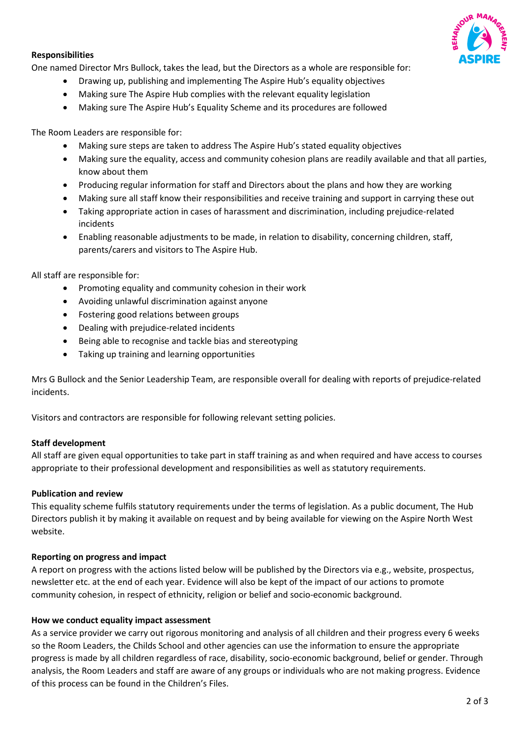**Responsibilities**

One named Director Mrs Bullock, takes the lead, but the Directors as a whole are responsible for:

- Drawing up, publishing and implementing The Aspire Hub's equality objectives
- Making sure The Aspire Hub complies with the relevant equality legislation
- Making sure The Aspire Hub's Equality Scheme and its procedures are followed

The Room Leaders are responsible for:

- Making sure steps are taken to address The Aspire Hub's stated equality objectives
- Making sure the equality, access and community cohesion plans are readily available and that all parties, know about them
- Producing regular information for staff and Directors about the plans and how they are working
- Making sure all staff know their responsibilities and receive training and support in carrying these out
- Taking appropriate action in cases of harassment and discrimination, including prejudice-related incidents
- Enabling reasonable adjustments to be made, in relation to disability, concerning children, staff, parents/carers and visitors to The Aspire Hub.

All staff are responsible for:

- Promoting equality and community cohesion in their work
- Avoiding unlawful discrimination against anyone
- Fostering good relations between groups
- Dealing with prejudice-related incidents
- Being able to recognise and tackle bias and stereotyping
- Taking up training and learning opportunities

Mrs G Bullock and the Senior Leadership Team, are responsible overall for dealing with reports of prejudice-related incidents.

Visitors and contractors are responsible for following relevant setting policies.

**Staff development**

All staff are given equal opportunities to take part in staff training as and when required and have access to courses appropriate to their professional development and responsibilities as well as statutory requirements.

**Publication and review**

This equality scheme fulfils statutory requirements under the terms of legislation. As a public document, The Hub Directors publish it by making it available on request and by being available for viewing on the Aspire North West website.

**Reporting on progress and impact**

A report on progress with the actions listed below will be published by the Directors via e.g., website, prospectus, newsletter etc. at the end of each year. Evidence will also be kept of the impact of our actions to promote community cohesion, in respect of ethnicity, religion or belief and socio-economic background.

**How we conduct equality impact assessment**

As a service provider we carry out rigorous monitoring and analysis of all children and their progress every 6 weeks so the Room Leaders, the Childs School and other agencies can use the information to ensure the appropriate progress is made by all children regardless of race, disability, socio-economic background, belief or gender. Through analysis, the Room Leaders and staff are aware of any groups or individuals who are not making progress. Evidence of this process can be found in the Children's Files.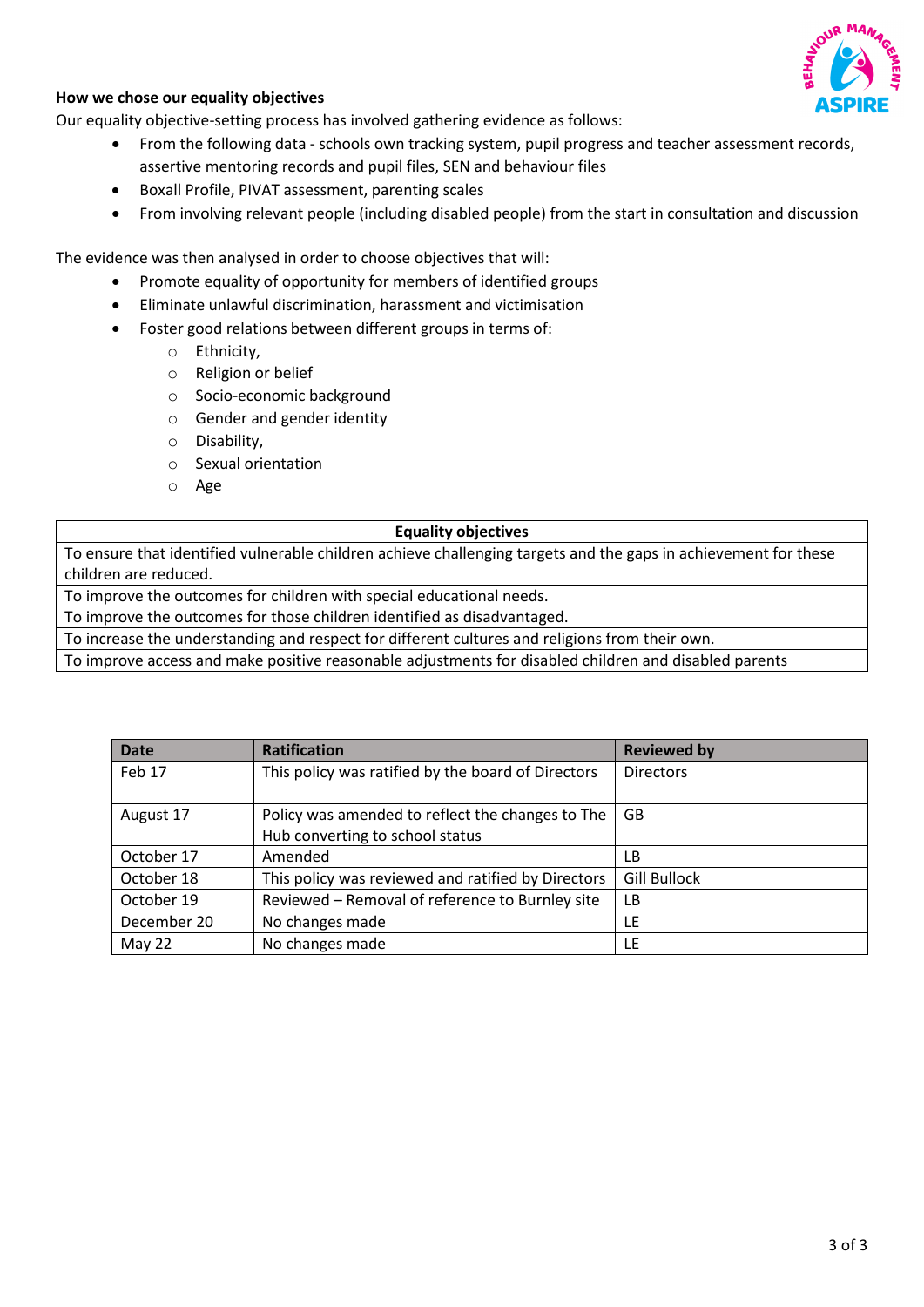**How we chose our equality objectives**

Our equality objective-setting process has involved gathering evidence as follows:

- From the following data - schools own tracking system, pupil progress and teacher assessment records, assertive mentoring records and pupil files, SEN and behaviour files
- Boxall Profile, PIVAT assessment, parenting scales
- From involving relevant people (including disabled people) from the start in consultation and discussion

The evidence was then analysed in order to choose objectives that will:

- Promote equality of opportunity for members of identified groups
- Eliminate unlawful discrimination, harassment and victimisation
- Foster good relations between different groups in terms of:
  - Ethnicity,
  - Religion or belief
  - Socio-economic background
  - Gender and gender identity
  - Disability,
  - Sexual orientation
  - Age

| Equality objectives |
|---|
| To ensure that identified vulnerable children achieve challenging targets and the gaps in achievement for these children are reduced. |
| To improve the outcomes for children with special educational needs. |
| To improve the outcomes for those children identified as disadvantaged. |
| To increase the understanding and respect for different cultures and religions from their own. |
| To improve access and make positive reasonable adjustments for disabled children and disabled parents |

| Date | Ratification | Reviewed by |
|---|---|---|
| Feb 17 | This policy was ratified by the board of Directors | Directors |
| August 17 | Policy was amended to reflect the changes to The Hub converting to school status | GB |
| October 17 | Amended | LB |
| October 18 | This policy was reviewed and ratified by Directors | Gill Bullock |
| October 19 | Reviewed – Removal of reference to Burnley site | LB |
| December 20 | No changes made | LE |
| May 22 | No changes made | LE |